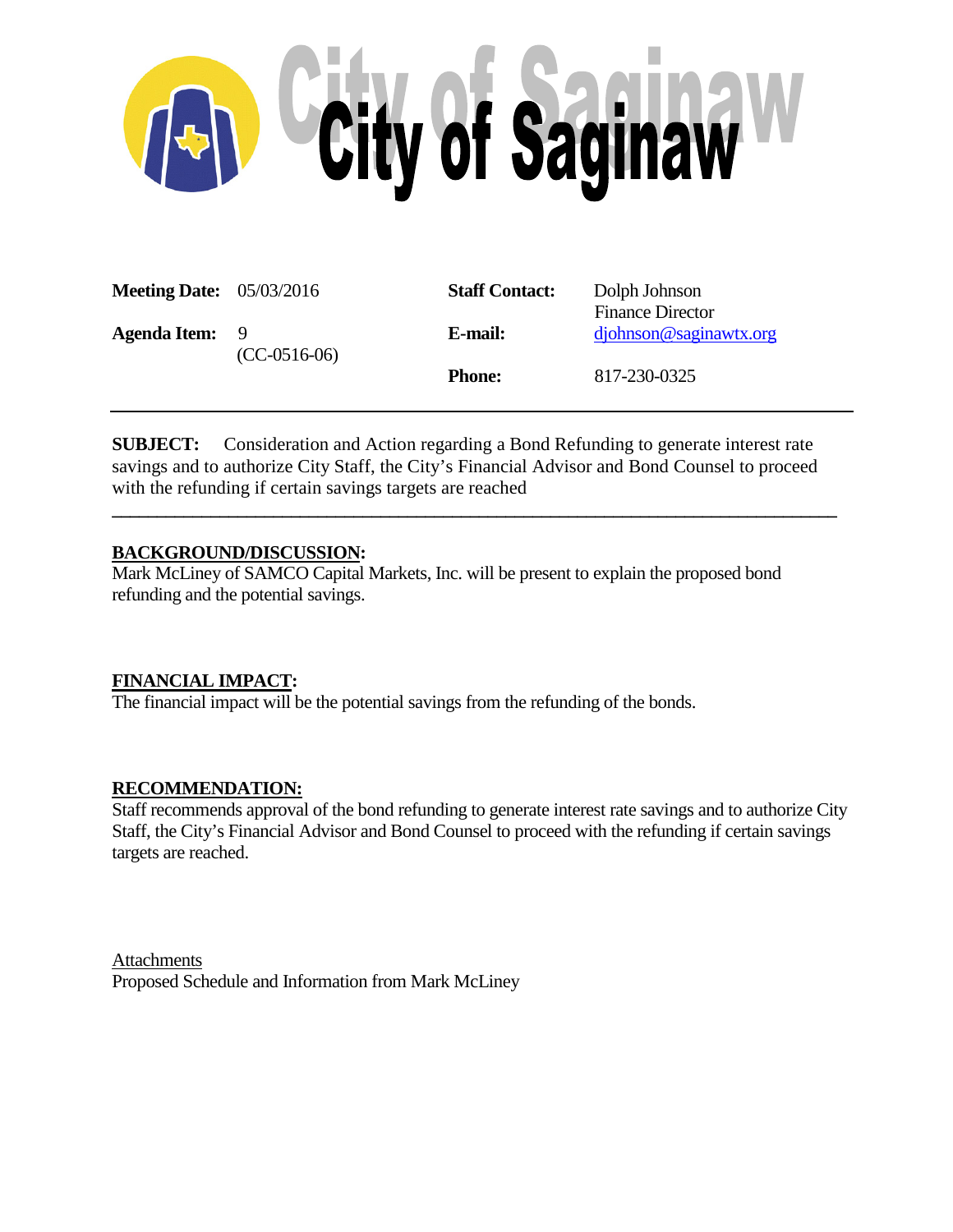# City of Saginaw

| | | | |
|---|---|---|---|
| **Meeting Date:** | 05/03/2016 | **Staff Contact:** | Dolph Johnson<br>Finance Director |
| **Agenda Item:** | 9<br>(CC-0516-06) | **E-mail:** | djohnson@saginawtx.org |
| | | **Phone:** | 817-230-0325 |

---

**SUBJECT:** Consideration and Action regarding a Bond Refunding to generate interest rate savings and to authorize City Staff, the City's Financial Advisor and Bond Counsel to proceed with the refunding if certain savings targets are reached

---

**BACKGROUND/DISCUSSION:**

Mark McLiney of SAMCO Capital Markets, Inc. will be present to explain the proposed bond refunding and the potential savings.

**FINANCIAL IMPACT:**

The financial impact will be the potential savings from the refunding of the bonds.

**RECOMMENDATION:**

Staff recommends approval of the bond refunding to generate interest rate savings and to authorize City Staff, the City's Financial Advisor and Bond Counsel to proceed with the refunding if certain savings targets are reached.

Attachments

Proposed Schedule and Information from Mark McLiney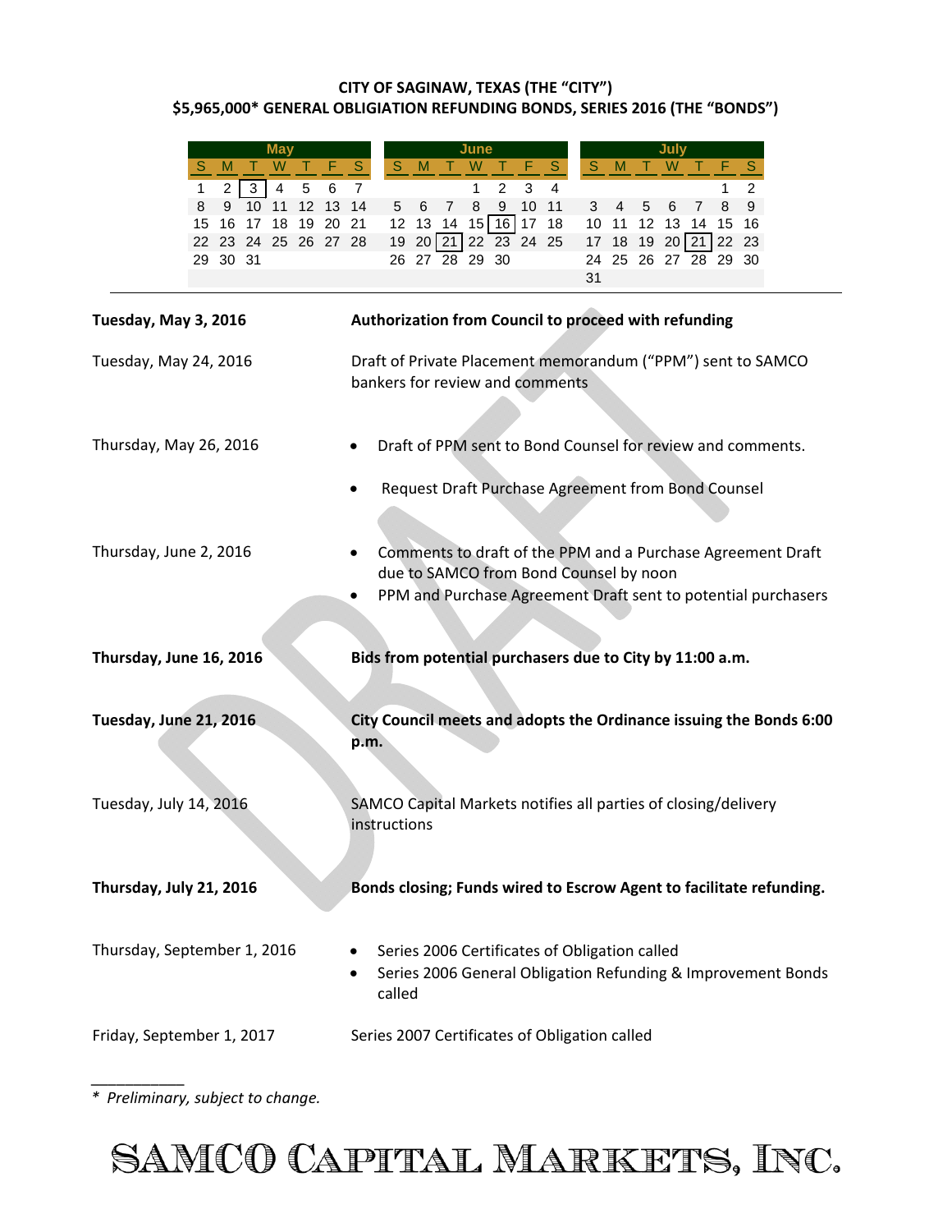**CITY OF SAGINAW, TEXAS (THE "CITY")**
**$5,965,000* GENERAL OBLIGIATION REFUNDING BONDS, SERIES 2016 (THE "BONDS")**

| May | | | | | | |
|---|---|---|---|---|---|---|
| S | M | T | W | T | F | S |
| 1 | 2 | [3] | 4 | 5 | 6 | 7 |
| 8 | 9 | 10 | 11 | 12 | 13 | 14 |
| 15 | 16 | 17 | 18 | 19 | 20 | 21 |
| 22 | 23 | 24 | 25 | 26 | 27 | 28 |
| 29 | 30 | 31 | | | | |

| June | | | | | | |
|---|---|---|---|---|---|---|
| S | M | T | W | T | F | S |
| | | | 1 | 2 | 3 | 4 |
| 5 | 6 | 7 | 8 | 9 | 10 | 11 |
| 12 | 13 | 14 | 15 | [16] | 17 | 18 |
| 19 | 20 | [21] | 22 | 23 | 24 | 25 |
| 26 | 27 | 28 | 29 | 30 | | |

| July | | | | | | |
|---|---|---|---|---|---|---|
| S | M | T | W | T | F | S |
| | | | | | 1 | 2 |
| 3 | 4 | 5 | 6 | 7 | 8 | 9 |
| 10 | 11 | 12 | 13 | 14 | 15 | 16 |
| 17 | 18 | 19 | 20 | [21] | 22 | 23 |
| 24 | 25 | 26 | 27 | 28 | 29 | 30 |
| 31 | | | | | | |

---

| Date | Event |
|---|---|
| **Tuesday, May 3, 2016** | **Authorization from Council to proceed with refunding** |
| Tuesday, May 24, 2016 | Draft of Private Placement memorandum ("PPM") sent to SAMCO bankers for review and comments |
| Thursday, May 26, 2016 | • Draft of PPM sent to Bond Counsel for review and comments. <br> • Request Draft Purchase Agreement from Bond Counsel |
| Thursday, June 2, 2016 | • Comments to draft of the PPM and a Purchase Agreement Draft due to SAMCO from Bond Counsel by noon <br> • PPM and Purchase Agreement Draft sent to potential purchasers |
| **Thursday, June 16, 2016** | **Bids from potential purchasers due to City by 11:00 a.m.** |
| **Tuesday, June 21, 2016** | **City Council meets and adopts the Ordinance issuing the Bonds 6:00 p.m.** |
| Tuesday, July 14, 2016 | SAMCO Capital Markets notifies all parties of closing/delivery instructions |
| **Thursday, July 21, 2016** | **Bonds closing; Funds wired to Escrow Agent to facilitate refunding.** |
| Thursday, September 1, 2016 | • Series 2006 Certificates of Obligation called <br> • Series 2006 General Obligation Refunding & Improvement Bonds called |
| Friday, September 1, 2017 | Series 2007 Certificates of Obligation called |

___________

*\* Preliminary, subject to change.*

SAMCO CAPITAL MARKETS, INC.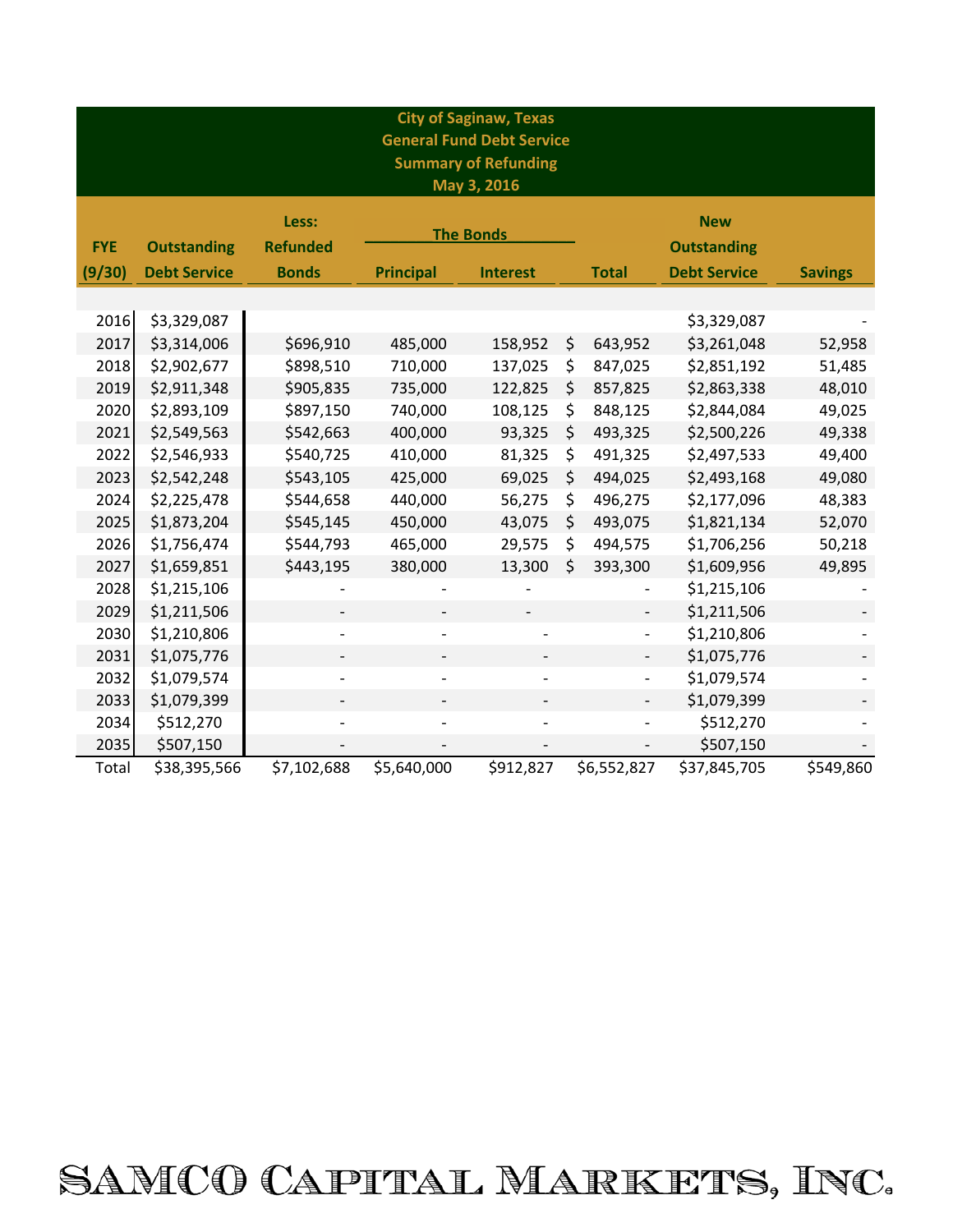**City of Saginaw, Texas**
**General Fund Debt Service**
**Summary of Refunding**
**May 3, 2016**

| FYE (9/30) | Outstanding Debt Service | Less: Refunded Bonds | The Bonds Principal | The Bonds Interest | Total | New Outstanding Debt Service | Savings |
|---|---|---|---|---|---|---|---|
| 2016 | $3,329,087 | | | | | $3,329,087 | - |
| 2017 | $3,314,006 | $696,910 | 485,000 | 158,952 | $ 643,952 | $3,261,048 | 52,958 |
| 2018 | $2,902,677 | $898,510 | 710,000 | 137,025 | $ 847,025 | $2,851,192 | 51,485 |
| 2019 | $2,911,348 | $905,835 | 735,000 | 122,825 | $ 857,825 | $2,863,338 | 48,010 |
| 2020 | $2,893,109 | $897,150 | 740,000 | 108,125 | $ 848,125 | $2,844,084 | 49,025 |
| 2021 | $2,549,563 | $542,663 | 400,000 | 93,325 | $ 493,325 | $2,500,226 | 49,338 |
| 2022 | $2,546,933 | $540,725 | 410,000 | 81,325 | $ 491,325 | $2,497,533 | 49,400 |
| 2023 | $2,542,248 | $543,105 | 425,000 | 69,025 | $ 494,025 | $2,493,168 | 49,080 |
| 2024 | $2,225,478 | $544,658 | 440,000 | 56,275 | $ 496,275 | $2,177,096 | 48,383 |
| 2025 | $1,873,204 | $545,145 | 450,000 | 43,075 | $ 493,075 | $1,821,134 | 52,070 |
| 2026 | $1,756,474 | $544,793 | 465,000 | 29,575 | $ 494,575 | $1,706,256 | 50,218 |
| 2027 | $1,659,851 | $443,195 | 380,000 | 13,300 | $ 393,300 | $1,609,956 | 49,895 |
| 2028 | $1,215,106 | - | - | - | - | $1,215,106 | - |
| 2029 | $1,211,506 | - | - | - | - | $1,211,506 | - |
| 2030 | $1,210,806 | - | - | - | - | $1,210,806 | - |
| 2031 | $1,075,776 | - | - | - | - | $1,075,776 | - |
| 2032 | $1,079,574 | - | - | - | - | $1,079,574 | - |
| 2033 | $1,079,399 | - | - | - | - | $1,079,399 | - |
| 2034 | $512,270 | - | - | - | - | $512,270 | - |
| 2035 | $507,150 | - | - | - | - | $507,150 | - |
| Total | $38,395,566 | $7,102,688 | $5,640,000 | $912,827 | $6,552,827 | $37,845,705 | $549,860 |

SAMCO Capital Markets, Inc.